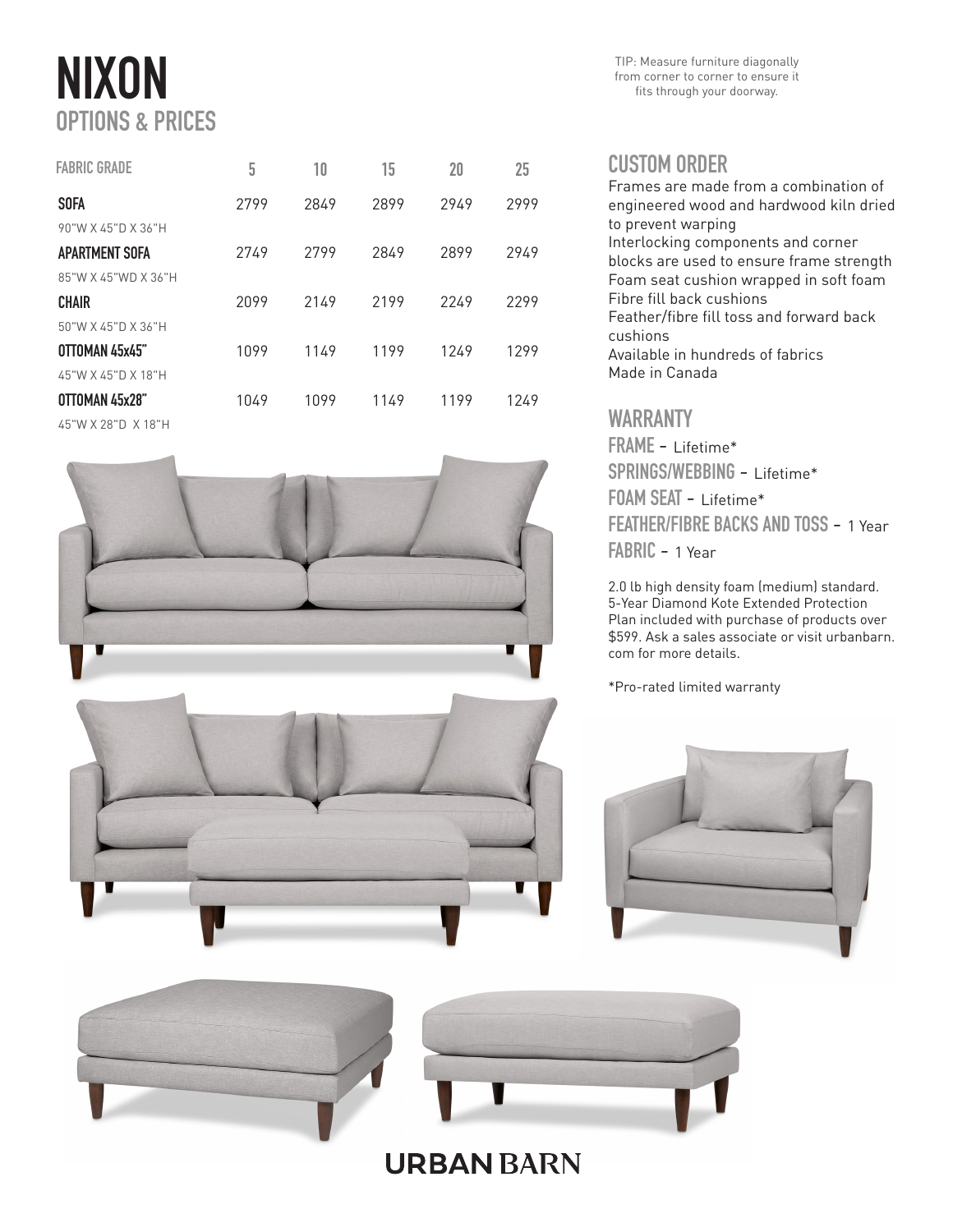# NIXON

## OPTIONS & PRICES

TIP: Measure furniture diagonally from corner to corner to ensure it fits through your doorway.

| FABRIC GRADE | 5 | 10 | 15 | 20 | 25 |
|---|---|---|---|---|---|
| **SOFA**<br>90"W X 45"D X 36"H | 2799 | 2849 | 2899 | 2949 | 2999 |
| **APARTMENT SOFA**<br>85"W X 45"WD X 36"H | 2749 | 2799 | 2849 | 2899 | 2949 |
| **CHAIR**<br>50"W X 45"D X 36"H | 2099 | 2149 | 2199 | 2249 | 2299 |
| **OTTOMAN 45x45"**<br>45"W X 45"D X 18"H | 1099 | 1149 | 1199 | 1249 | 1299 |
| **OTTOMAN 45x28"**<br>45"W X 28"D X 18"H | 1049 | 1099 | 1149 | 1199 | 1249 |

## CUSTOM ORDER

Frames are made from a combination of engineered wood and hardwood kiln dried to prevent warping
Interlocking components and corner blocks are used to ensure frame strength
Foam seat cushion wrapped in soft foam
Fibre fill back cushions
Feather/fibre fill toss and forward back cushions
Available in hundreds of fabrics
Made in Canada

## WARRANTY

**FRAME** - Lifetime*
**SPRINGS/WEBBING** - Lifetime*
**FOAM SEAT** - Lifetime*
**FEATHER/FIBRE BACKS AND TOSS** - 1 Year
**FABRIC** - 1 Year

2.0 lb high density foam (medium) standard. 5-Year Diamond Kote Extended Protection Plan included with purchase of products over $599. Ask a sales associate or visit urbanbarn.com for more details.

*Pro-rated limited warranty

URBAN BARN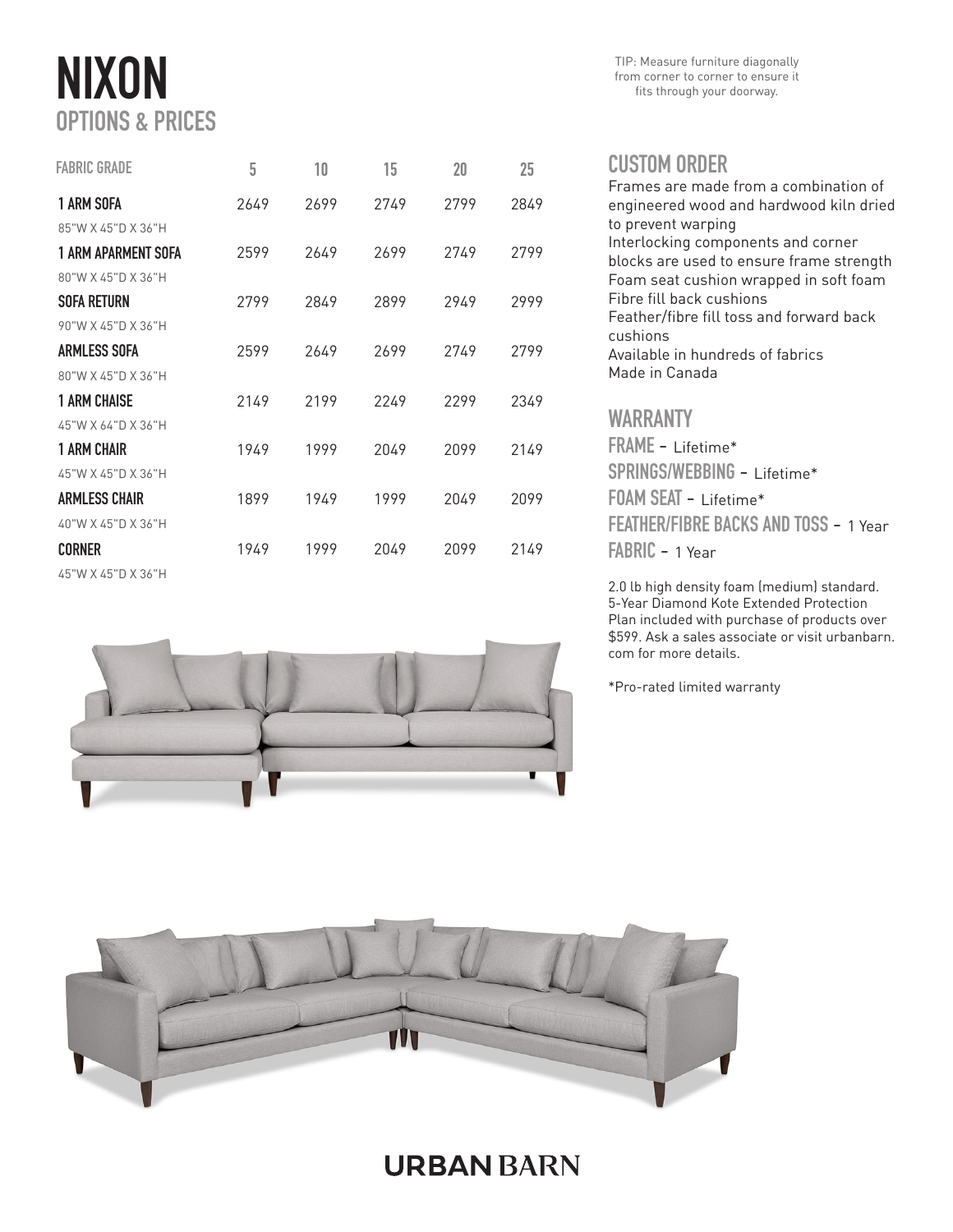# NIXON

## OPTIONS & PRICES

TIP: Measure furniture diagonally from corner to corner to ensure it fits through your doorway.

| FABRIC GRADE | 5 | 10 | 15 | 20 | 25 |
|---|---|---|---|---|---|
| **1 ARM SOFA**<br>85"W X 45"D X 36"H | 2649 | 2699 | 2749 | 2799 | 2849 |
| **1 ARM APARMENT SOFA**<br>80"W X 45"D X 36"H | 2599 | 2649 | 2699 | 2749 | 2799 |
| **SOFA RETURN**<br>90"W X 45"D X 36"H | 2799 | 2849 | 2899 | 2949 | 2999 |
| **ARMLESS SOFA**<br>80"W X 45"D X 36"H | 2599 | 2649 | 2699 | 2749 | 2799 |
| **1 ARM CHAISE**<br>45"W X 64"D X 36"H | 2149 | 2199 | 2249 | 2299 | 2349 |
| **1 ARM CHAIR**<br>45"W X 45"D X 36"H | 1949 | 1999 | 2049 | 2099 | 2149 |
| **ARMLESS CHAIR**<br>40"W X 45"D X 36"H | 1899 | 1949 | 1999 | 2049 | 2099 |
| **CORNER**<br>45"W X 45"D X 36"H | 1949 | 1999 | 2049 | 2099 | 2149 |

## CUSTOM ORDER

Frames are made from a combination of engineered wood and hardwood kiln dried to prevent warping
Interlocking components and corner blocks are used to ensure frame strength
Foam seat cushion wrapped in soft foam
Fibre fill back cushions
Feather/fibre fill toss and forward back cushions
Available in hundreds of fabrics
Made in Canada

## WARRANTY

**FRAME** - Lifetime*
**SPRINGS/WEBBING** - Lifetime*
**FOAM SEAT** - Lifetime*
**FEATHER/FIBRE BACKS AND TOSS** - 1 Year
**FABRIC** - 1 Year

2.0 lb high density foam (medium) standard. 5-Year Diamond Kote Extended Protection Plan included with purchase of products over $599. Ask a sales associate or visit urbanbarn.com for more details.

*Pro-rated limited warranty

URBAN BARN